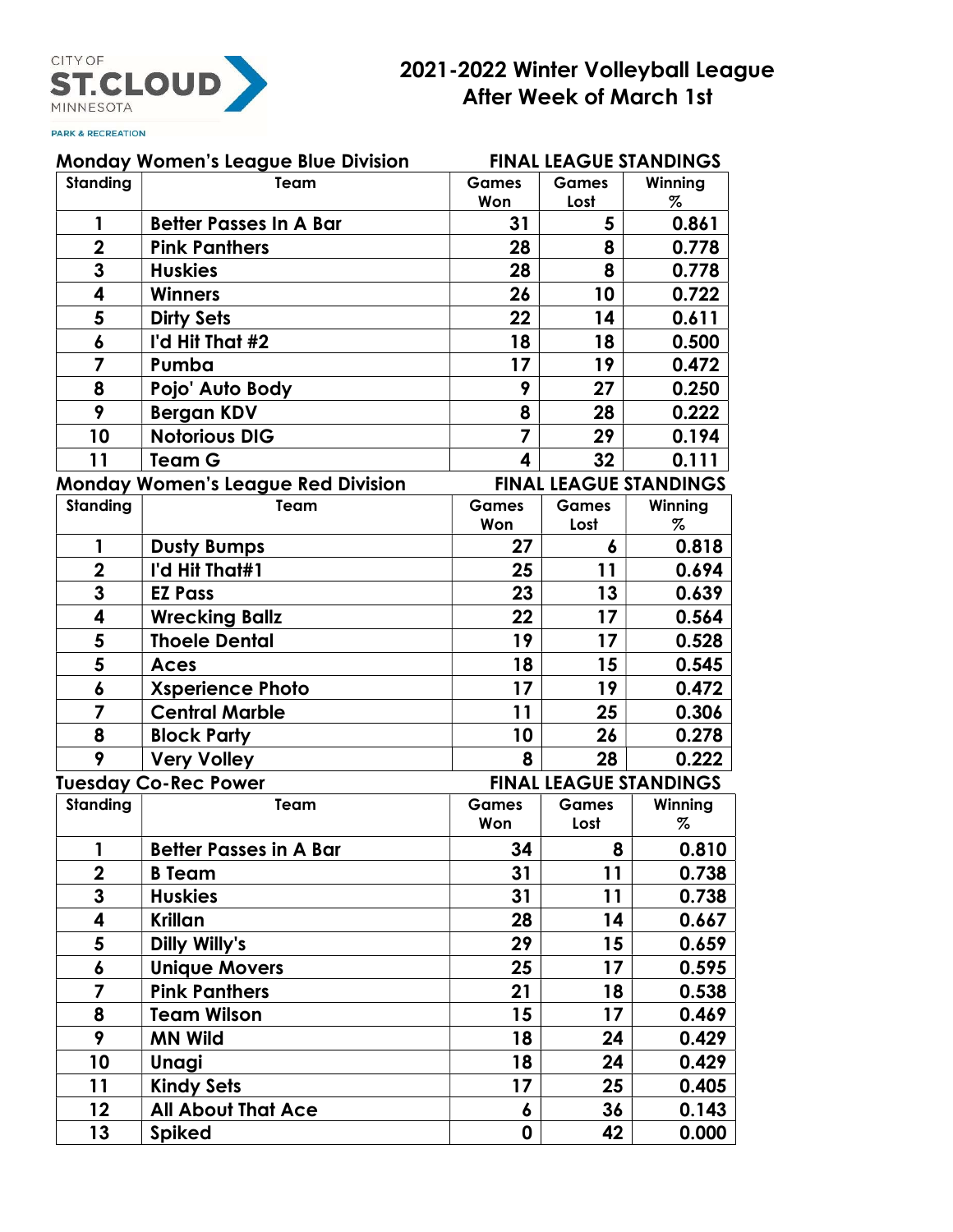CITY OF ST.CLOUD MINNESOTA

PARK & RECREATION

# 2021-2022 Winter Volleyball League
## After Week of March 1st

**Monday Women's League Blue Division** — **FINAL LEAGUE STANDINGS**

| Standing | Team | Games Won | Games Lost | Winning % |
|---|---|---|---|---|
| 1 | Better Passes In A Bar | 31 | 5 | 0.861 |
| 2 | Pink Panthers | 28 | 8 | 0.778 |
| 3 | Huskies | 28 | 8 | 0.778 |
| 4 | Winners | 26 | 10 | 0.722 |
| 5 | Dirty Sets | 22 | 14 | 0.611 |
| 6 | I'd Hit That #2 | 18 | 18 | 0.500 |
| 7 | Pumba | 17 | 19 | 0.472 |
| 8 | Pojo' Auto Body | 9 | 27 | 0.250 |
| 9 | Bergan KDV | 8 | 28 | 0.222 |
| 10 | Notorious DIG | 7 | 29 | 0.194 |
| 11 | Team G | 4 | 32 | 0.111 |

**Monday Women's League Red Division** — **FINAL LEAGUE STANDINGS**

| Standing | Team | Games Won | Games Lost | Winning % |
|---|---|---|---|---|
| 1 | Dusty Bumps | 27 | 6 | 0.818 |
| 2 | I'd Hit That#1 | 25 | 11 | 0.694 |
| 3 | EZ Pass | 23 | 13 | 0.639 |
| 4 | Wrecking Ballz | 22 | 17 | 0.564 |
| 5 | Thoele Dental | 19 | 17 | 0.528 |
| 5 | Aces | 18 | 15 | 0.545 |
| 6 | Xsperience Photo | 17 | 19 | 0.472 |
| 7 | Central Marble | 11 | 25 | 0.306 |
| 8 | Block Party | 10 | 26 | 0.278 |
| 9 | Very Volley | 8 | 28 | 0.222 |

**Tuesday Co-Rec Power** — **FINAL LEAGUE STANDINGS**

| Standing | Team | Games Won | Games Lost | Winning % |
|---|---|---|---|---|
| 1 | Better Passes in A Bar | 34 | 8 | 0.810 |
| 2 | B Team | 31 | 11 | 0.738 |
| 3 | Huskies | 31 | 11 | 0.738 |
| 4 | Krillan | 28 | 14 | 0.667 |
| 5 | Dilly Willy's | 29 | 15 | 0.659 |
| 6 | Unique Movers | 25 | 17 | 0.595 |
| 7 | Pink Panthers | 21 | 18 | 0.538 |
| 8 | Team Wilson | 15 | 17 | 0.469 |
| 9 | MN Wild | 18 | 24 | 0.429 |
| 10 | Unagi | 18 | 24 | 0.429 |
| 11 | Kindy Sets | 17 | 25 | 0.405 |
| 12 | All About That Ace | 6 | 36 | 0.143 |
| 13 | Spiked | 0 | 42 | 0.000 |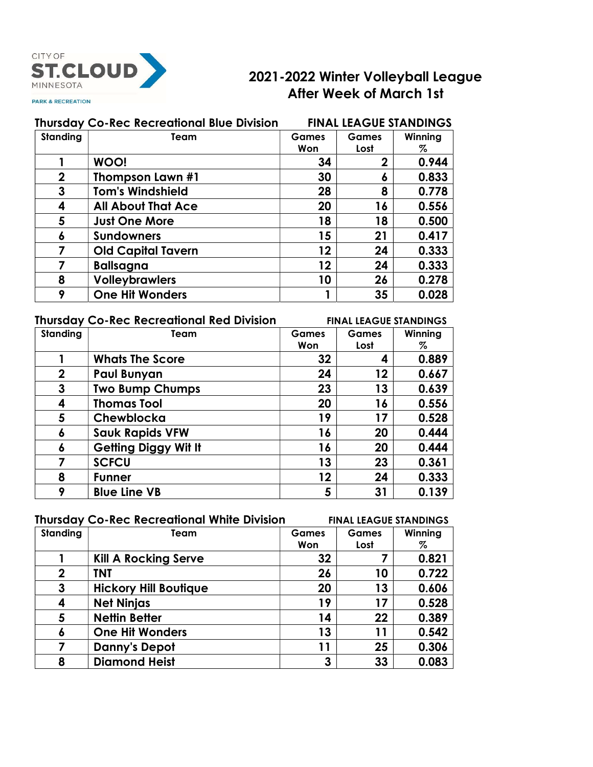CITY OF ST.CLOUD MINNESOTA PARK & RECREATION

# 2021-2022 Winter Volleyball League
## After Week of March 1st

### Thursday Co-Rec Recreational Blue Division — FINAL LEAGUE STANDINGS

| Standing | Team | Games Won | Games Lost | Winning % |
|---|---|---|---|---|
| 1 | WOO! | 34 | 2 | 0.944 |
| 2 | Thompson Lawn #1 | 30 | 6 | 0.833 |
| 3 | Tom's Windshield | 28 | 8 | 0.778 |
| 4 | All About That Ace | 20 | 16 | 0.556 |
| 5 | Just One More | 18 | 18 | 0.500 |
| 6 | Sundowners | 15 | 21 | 0.417 |
| 7 | Old Capital Tavern | 12 | 24 | 0.333 |
| 7 | Ballsagna | 12 | 24 | 0.333 |
| 8 | Volleybrawlers | 10 | 26 | 0.278 |
| 9 | One Hit Wonders | 1 | 35 | 0.028 |

### Thursday Co-Rec Recreational Red Division — FINAL LEAGUE STANDINGS

| Standing | Team | Games Won | Games Lost | Winning % |
|---|---|---|---|---|
| 1 | Whats The Score | 32 | 4 | 0.889 |
| 2 | Paul Bunyan | 24 | 12 | 0.667 |
| 3 | Two Bump Chumps | 23 | 13 | 0.639 |
| 4 | Thomas Tool | 20 | 16 | 0.556 |
| 5 | Chewblocka | 19 | 17 | 0.528 |
| 6 | Sauk Rapids VFW | 16 | 20 | 0.444 |
| 6 | Getting Diggy Wit It | 16 | 20 | 0.444 |
| 7 | SCFCU | 13 | 23 | 0.361 |
| 8 | Funner | 12 | 24 | 0.333 |
| 9 | Blue Line VB | 5 | 31 | 0.139 |

### Thursday Co-Rec Recreational White Division — FINAL LEAGUE STANDINGS

| Standing | Team | Games Won | Games Lost | Winning % |
|---|---|---|---|---|
| 1 | Kill A Rocking Serve | 32 | 7 | 0.821 |
| 2 | TNT | 26 | 10 | 0.722 |
| 3 | Hickory Hill Boutique | 20 | 13 | 0.606 |
| 4 | Net Ninjas | 19 | 17 | 0.528 |
| 5 | Nettin Better | 14 | 22 | 0.389 |
| 6 | One Hit Wonders | 13 | 11 | 0.542 |
| 7 | Danny's Depot | 11 | 25 | 0.306 |
| 8 | Diamond Heist | 3 | 33 | 0.083 |